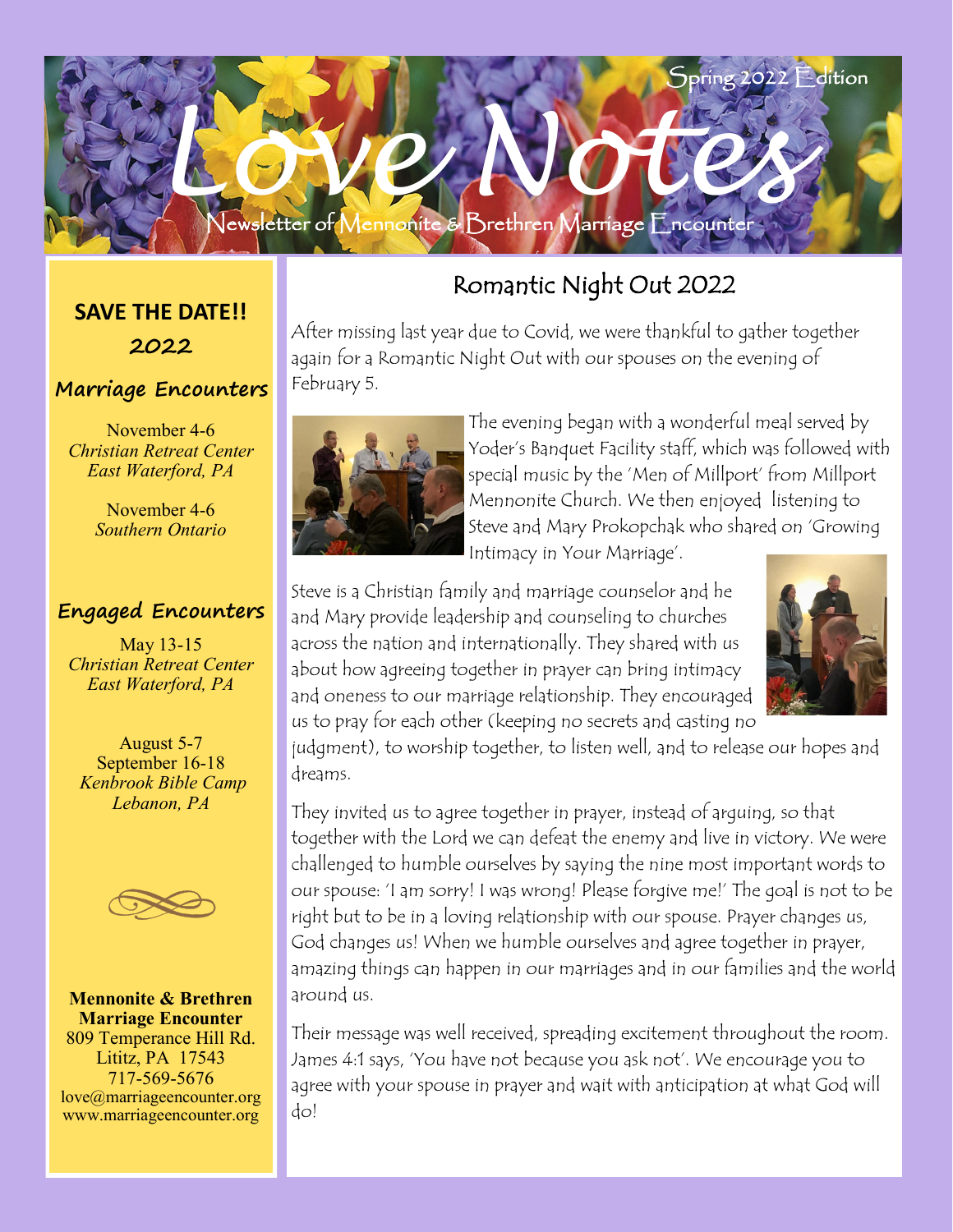# Love Notes

Newsletter of Mennonite & Brethren Marriage Encounter

Spring 2022 Edition

**SAVE THE DATE!!**

**2022**

### Marriage Encounters

November 4-6
*Christian Retreat Center*
*East Waterford, PA*

November 4-6
*Southern Ontario*

### Engaged Encounters

May 13-15
*Christian Retreat Center*
*East Waterford, PA*

August 5-7
September 16-18
*Kenbrook Bible Camp*
*Lebanon, PA*

**Mennonite & Brethren Marriage Encounter**
809 Temperance Hill Rd.
Lititz, PA 17543
717-569-5676
love@marriageencounter.org
www.marriageencounter.org

## Romantic Night Out 2022

After missing last year due to Covid, we were thankful to gather together again for a Romantic Night Out with our spouses on the evening of February 5.

The evening began with a wonderful meal served by Yoder's Banquet Facility staff, which was followed with special music by the 'Men of Millport' from Millport Mennonite Church. We then enjoyed listening to Steve and Mary Prokopchak who shared on 'Growing Intimacy in Your Marriage'.

Steve is a Christian family and marriage counselor and he and Mary provide leadership and counseling to churches across the nation and internationally. They shared with us about how agreeing together in prayer can bring intimacy and oneness to our marriage relationship. They encouraged us to pray for each other (keeping no secrets and casting no judgment), to worship together, to listen well, and to release our hopes and dreams.

They invited us to agree together in prayer, instead of arguing, so that together with the Lord we can defeat the enemy and live in victory. We were challenged to humble ourselves by saying the nine most important words to our spouse: 'I am sorry! I was wrong! Please forgive me!' The goal is not to be right but to be in a loving relationship with our spouse. Prayer changes us, God changes us! When we humble ourselves and agree together in prayer, amazing things can happen in our marriages and in our families and the world around us.

Their message was well received, spreading excitement throughout the room. James 4:1 says, 'You have not because you ask not'. We encourage you to agree with your spouse in prayer and wait with anticipation at what God will do!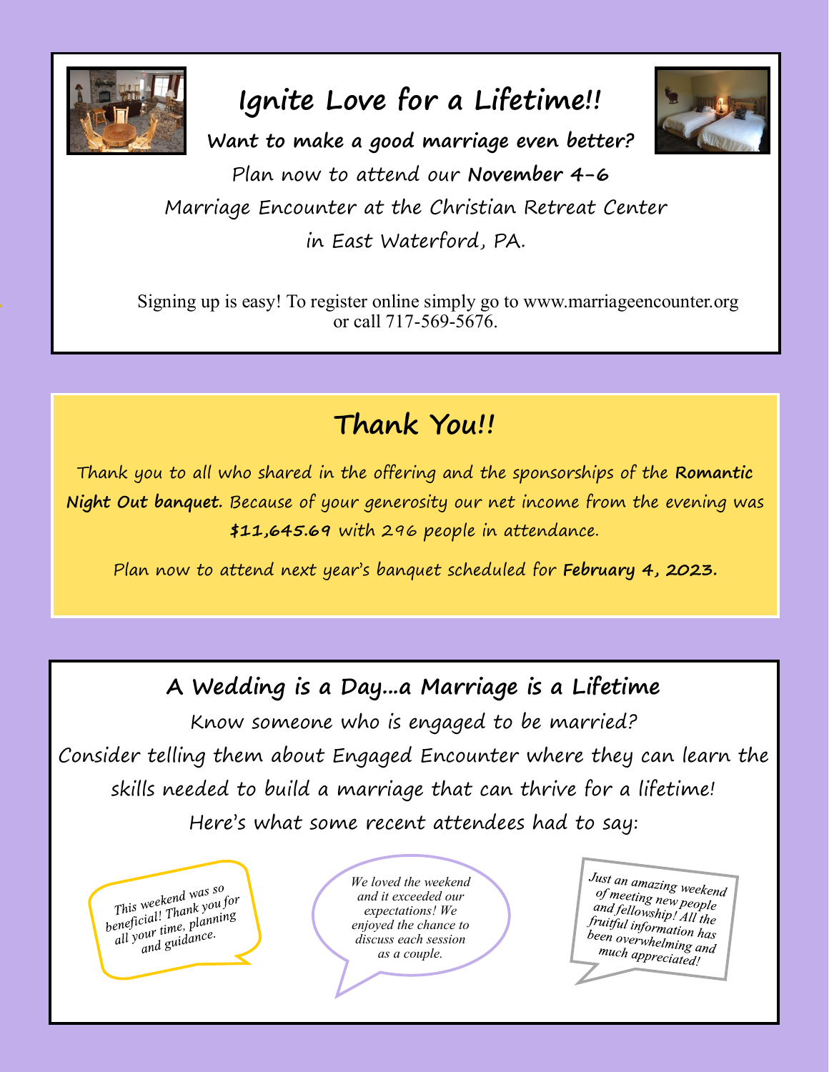## Ignite Love for a Lifetime!!

**Want to make a good marriage even better?**

Plan now to attend our **November 4-6** Marriage Encounter at the Christian Retreat Center in East Waterford, PA.

Signing up is easy! To register online simply go to www.marriageencounter.org or call 717-569-5676.

## Thank You!!

Thank you to all who shared in the offering and the sponsorships of the **Romantic Night Out banquet.** Because of your generosity our net income from the evening was **$11,645.69** with 296 people in attendance.

Plan now to attend next year's banquet scheduled for **February 4, 2023.**

## A Wedding is a Day…a Marriage is a Lifetime

Know someone who is engaged to be married?

Consider telling them about Engaged Encounter where they can learn the skills needed to build a marriage that can thrive for a lifetime!

Here's what some recent attendees had to say:

*This weekend was so beneficial! Thank you for all your time, planning and guidance.*

*We loved the weekend and it exceeded our expectations! We enjoyed the chance to discuss each session as a couple.*

*Just an amazing weekend of meeting new people and fellowship! All the fruitful information has been overwhelming and much appreciated!*